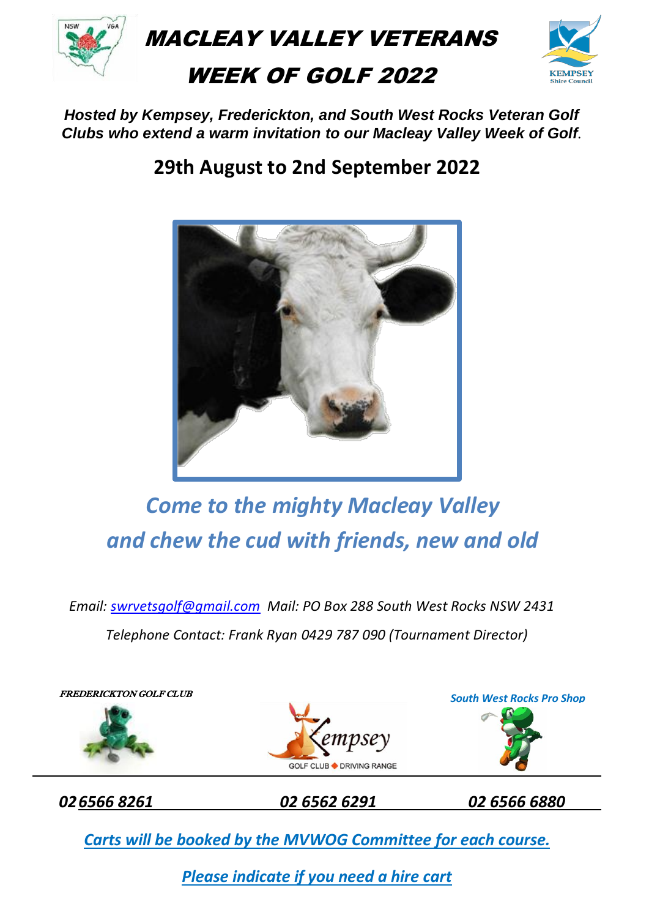# MACLEAY VALLEY VETERANS WEEK OF GOLF 2022

***Hosted by Kempsey, Frederickton, and South West Rocks Veteran Golf Clubs who extend a warm invitation to our Macleay Valley Week of Golf*.**

## 29th August to 2nd September 2022

*Come to the mighty Macleay Valley and chew the cud with friends, new and old*

*Email: swrvetsgolf@gmail.com  Mail: PO Box 288 South West Rocks NSW 2431*

*Telephone Contact: Frank Ryan 0429 787 090 (Tournament Director)*

| FREDERICKTON GOLF CLUB | Kempsey GOLF CLUB ◆ DRIVING RANGE | South West Rocks Pro Shop |
|---|---|---|
| 02 6566 8261 | 02 6562 6291 | 02 6566 6880 |

*Carts will be booked by the MVWOG Committee for each course.*

*Please indicate if you need a hire cart*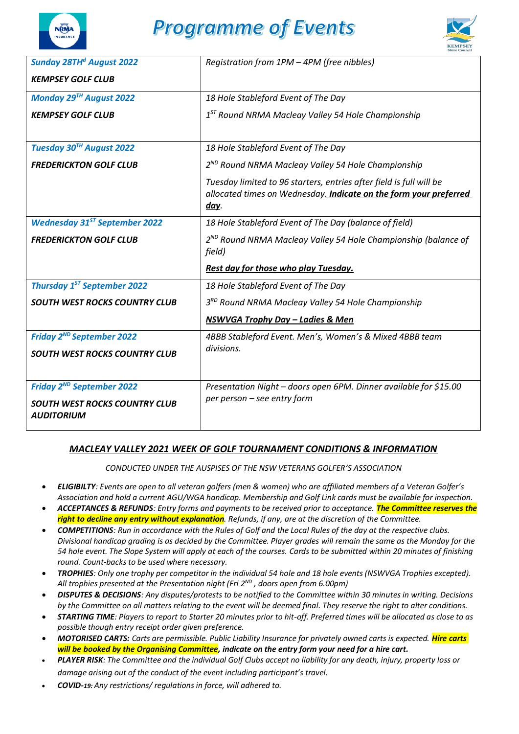# *Programme of Events*

| | |
|---|---|
| ***Sunday 28TH^d August 2022*** <br><br> ***KEMPSEY GOLF CLUB*** | *Registration from 1PM – 4PM (free nibbles)* |
| ***Monday 29TH August 2022*** <br><br> ***KEMPSEY GOLF CLUB*** | *18 Hole Stableford Event of The Day* <br><br> *1ST Round NRMA Macleay Valley 54 Hole Championship* |
| ***Tuesday 30TH August 2022*** <br><br> ***FREDERICKTON GOLF CLUB*** | *18 Hole Stableford Event of The Day* <br><br> *2ND Round NRMA Macleay Valley 54 Hole Championship* <br><br> *Tuesday limited to 96 starters, entries after field is full will be allocated times on Wednesday.* ***Indicate on the form your preferred day****.* |
| ***Wednesday 31ST September 2022*** <br><br> ***FREDERICKTON GOLF CLUB*** | *18 Hole Stableford Event of The Day (balance of field)* <br><br> *2ND Round NRMA Macleay Valley 54 Hole Championship (balance of field)* <br><br> ***Rest day for those who play Tuesday.*** |
| ***Thursday 1ST September 2022*** <br><br> ***SOUTH WEST ROCKS COUNTRY CLUB*** | *18 Hole Stableford Event of The Day* <br><br> *3RD Round NRMA Macleay Valley 54 Hole Championship* <br><br> ***NSWVGA Trophy Day – Ladies & Men*** |
| ***Friday 2ND September 2022*** <br><br> ***SOUTH WEST ROCKS COUNTRY CLUB*** | *4BBB Stableford Event. Men's, Women's & Mixed 4BBB team divisions.* |
| ***Friday 2ND September 2022*** <br><br> ***SOUTH WEST ROCKS COUNTRY CLUB AUDITORIUM*** | *Presentation Night – doors open 6PM. Dinner available for $15.00 per person – see entry form* |

## *MACLEAY VALLEY 2021 WEEK OF GOLF TOURNAMENT CONDITIONS & INFORMATION*

*CONDUCTED UNDER THE AUSPISES OF THE NSW VETERANS GOLFER'S ASSOCIATION*

- ***ELIGIBILTY****: Events are open to all veteran golfers (men & women) who are affiliated members of a Veteran Golfer's Association and hold a current AGU/WGA handicap. Membership and Golf Link cards must be available for inspection.*
- ***ACCEPTANCES & REFUNDS****: Entry forms and payments to be received prior to acceptance.* ***The Committee reserves the right to decline any entry without explanation****. Refunds, if any, are at the discretion of the Committee.*
- ***COMPETITIONS****: Run in accordance with the Rules of Golf and the Local Rules of the day at the respective clubs. Divisional handicap grading is as decided by the Committee. Player grades will remain the same as the Monday for the 54 hole event. The Slope System will apply at each of the courses. Cards to be submitted within 20 minutes of finishing round. Count-backs to be used where necessary.*
- ***TROPHIES****: Only one trophy per competitor in the individual 54 hole and 18 hole events (NSWVGA Trophies excepted). All trophies presented at the Presentation night (Fri 2ND , doors open from 6.00pm)*
- ***DISPUTES & DECISIONS****: Any disputes/protests to be notified to the Committee within 30 minutes in writing. Decisions by the Committee on all matters relating to the event will be deemed final. They reserve the right to alter conditions.*
- ***STARTING TIME****: Players to report to Starter 20 minutes prior to hit-off. Preferred times will be allocated as close to as possible though entry receipt order given preference.*
- ***MOTORISED CARTS:*** *Carts are permissible. Public Liability Insurance for privately owned carts is expected.* ***Hire carts will be booked by the Organising Committee, indicate on the entry form your need for a hire cart.***
- ***PLAYER RISK****: The Committee and the individual Golf Clubs accept no liability for any death, injury, property loss or damage arising out of the conduct of the event including participant's travel.*
- ***COVID-19****: Any restrictions/ regulations in force, will adhered to.*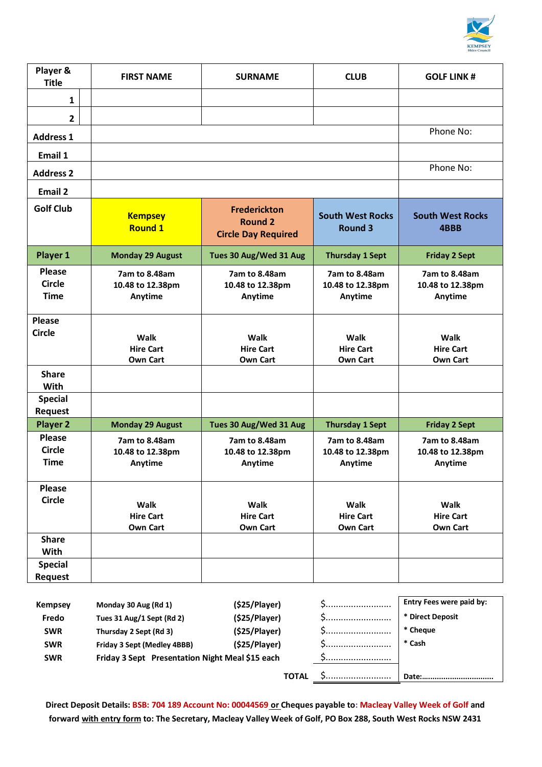| Player & Title | | FIRST NAME | SURNAME | CLUB | GOLF LINK # |
|---|---|---|---|---|---|
| 1 | | | | | |
| 2 | | | | | |
| Address 1 | | | | | Phone No: |
| Email 1 | | | | | |
| Address 2 | | | | | Phone No: |
| Email 2 | | | | | |
| Golf Club | | Kempsey Round 1 | Frederickton Round 2 Circle Day Required | South West Rocks Round 3 | South West Rocks 4BBB |
| **Player 1** | | Monday 29 August | Tues 30 Aug/Wed 31 Aug | Thursday 1 Sept | Friday 2 Sept |
| Please Circle Time | | 7am to 8.48am<br>10.48 to 12.38pm<br>Anytime | 7am to 8.48am<br>10.48 to 12.38pm<br>Anytime | 7am to 8.48am<br>10.48 to 12.38pm<br>Anytime | 7am to 8.48am<br>10.48 to 12.38pm<br>Anytime |
| Please Circle | | Walk<br>Hire Cart<br>Own Cart | Walk<br>Hire Cart<br>Own Cart | Walk<br>Hire Cart<br>Own Cart | Walk<br>Hire Cart<br>Own Cart |
| Share With | | | | | |
| Special Request | | | | | |
| **Player 2** | | Monday 29 August | Tues 30 Aug/Wed 31 Aug | Thursday 1 Sept | Friday 2 Sept |
| Please Circle Time | | 7am to 8.48am<br>10.48 to 12.38pm<br>Anytime | 7am to 8.48am<br>10.48 to 12.38pm<br>Anytime | 7am to 8.48am<br>10.48 to 12.38pm<br>Anytime | 7am to 8.48am<br>10.48 to 12.38pm<br>Anytime |
| Please Circle | | Walk<br>Hire Cart<br>Own Cart | Walk<br>Hire Cart<br>Own Cart | Walk<br>Hire Cart<br>Own Cart | Walk<br>Hire Cart<br>Own Cart |
| Share With | | | | | |
| Special Request | | | | | |

| | | | | |
|---|---|---|---|---|
| Kempsey | Monday 30 Aug (Rd 1) | ($25/Player) | $......................... | **Entry Fees were paid by:** |
| Fredo | Tues 31 Aug/1 Sept (Rd 2) | ($25/Player) | $......................... | * Direct Deposit |
| SWR | Thursday 2 Sept (Rd 3) | ($25/Player) | $......................... | * Cheque |
| SWR | Friday 3 Sept (Medley 4BBB) | ($25/Player) | $......................... | * Cash |
| SWR | Friday 3 Sept Presentation Night Meal $15 each | | $......................... | |
| | | TOTAL | $......................... | Date:................................. |

**Direct Deposit Details: BSB: 704 189 Account No: 00044569 or Cheques payable to: Macleay Valley Week of Golf and forward with entry form to: The Secretary, Macleay Valley Week of Golf, PO Box 288, South West Rocks NSW 2431**